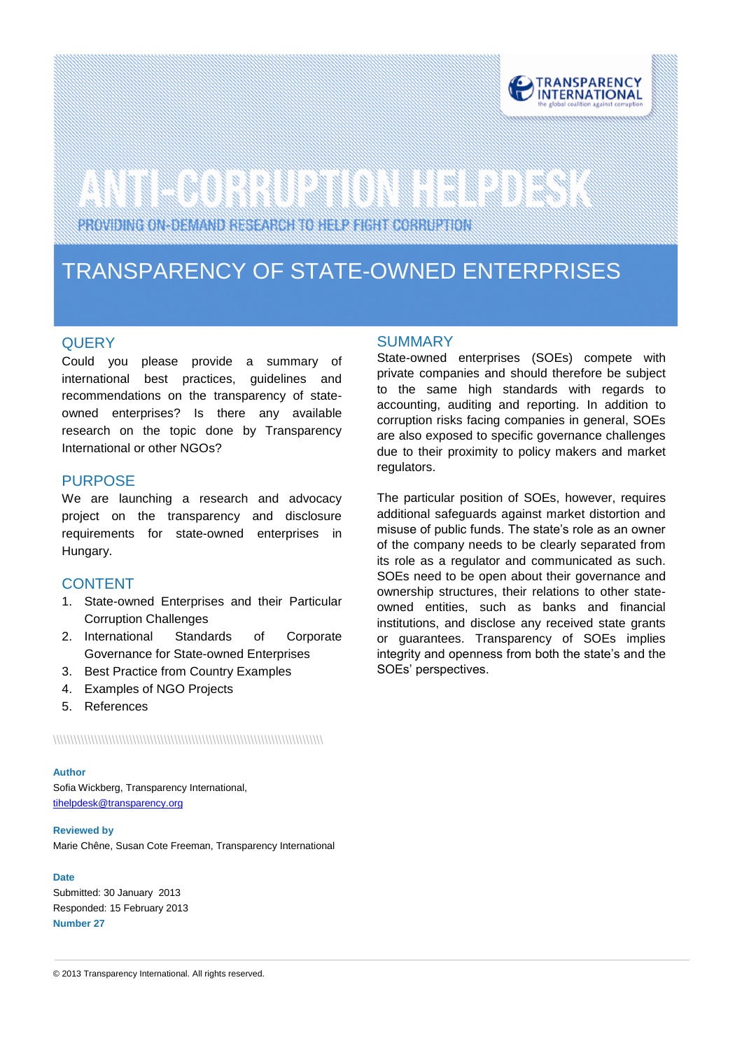# ANTI-CORRUPTION HELPDESK

PROVIDING ON-DEMAND RESEARCH TO HELP FIGHT CORRUPTION

# TRANSPARENCY OF STATE-OWNED ENTERPRISES

## QUERY

Could you please provide a summary of international best practices, guidelines and recommendations on the transparency of state-owned enterprises? Is there any available research on the topic done by Transparency International or other NGOs?

## PURPOSE

We are launching a research and advocacy project on the transparency and disclosure requirements for state-owned enterprises in Hungary.

## CONTENT

1. State-owned Enterprises and their Particular Corruption Challenges
2. International Standards of Corporate Governance for State-owned Enterprises
3. Best Practice from Country Examples
4. Examples of NGO Projects
5. References

**Author**
Sofia Wickberg, Transparency International,
tihelpdesk@transparency.org

**Reviewed by**
Marie Chêne, Susan Cote Freeman, Transparency International

**Date**
Submitted: 30 January 2013
Responded: 15 February 2013
**Number 27**

## SUMMARY

State-owned enterprises (SOEs) compete with private companies and should therefore be subject to the same high standards with regards to accounting, auditing and reporting. In addition to corruption risks facing companies in general, SOEs are also exposed to specific governance challenges due to their proximity to policy makers and market regulators.

The particular position of SOEs, however, requires additional safeguards against market distortion and misuse of public funds. The state's role as an owner of the company needs to be clearly separated from its role as a regulator and communicated as such. SOEs need to be open about their governance and ownership structures, their relations to other state-owned entities, such as banks and financial institutions, and disclose any received state grants or guarantees. Transparency of SOEs implies integrity and openness from both the state's and the SOEs' perspectives.

© 2013 Transparency International. All rights reserved.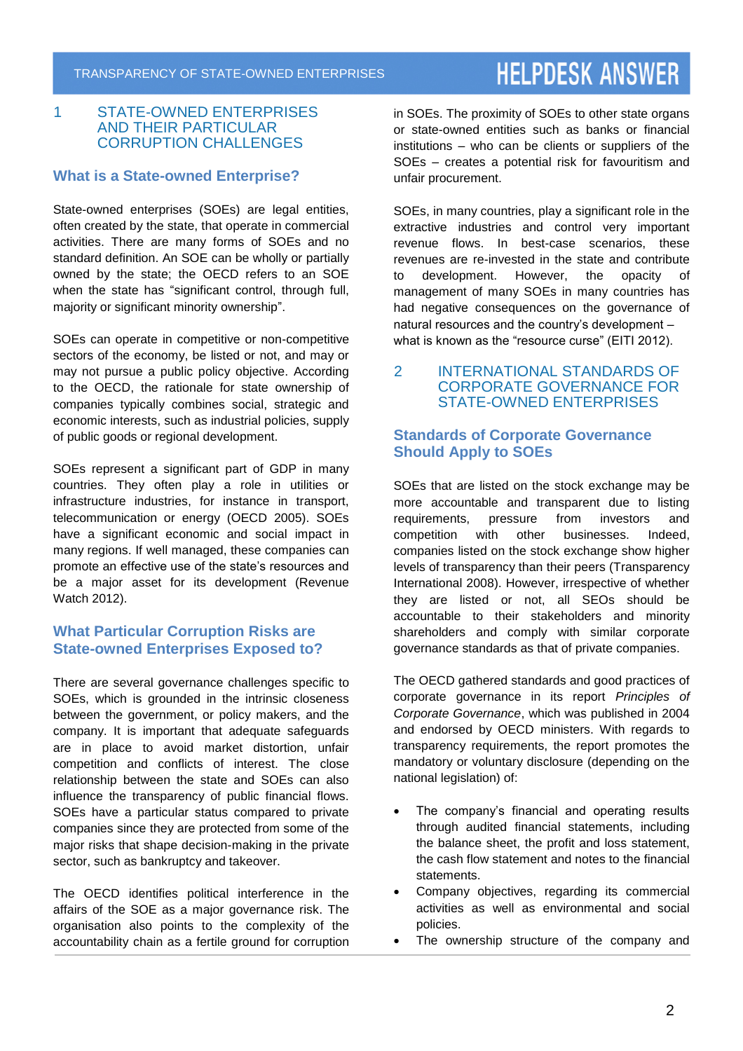## 1 STATE-OWNED ENTERPRISES AND THEIR PARTICULAR CORRUPTION CHALLENGES

### What is a State-owned Enterprise?

State-owned enterprises (SOEs) are legal entities, often created by the state, that operate in commercial activities. There are many forms of SOEs and no standard definition. An SOE can be wholly or partially owned by the state; the OECD refers to an SOE when the state has "significant control, through full, majority or significant minority ownership".

SOEs can operate in competitive or non-competitive sectors of the economy, be listed or not, and may or may not pursue a public policy objective. According to the OECD, the rationale for state ownership of companies typically combines social, strategic and economic interests, such as industrial policies, supply of public goods or regional development.

SOEs represent a significant part of GDP in many countries. They often play a role in utilities or infrastructure industries, for instance in transport, telecommunication or energy (OECD 2005). SOEs have a significant economic and social impact in many regions. If well managed, these companies can promote an effective use of the state's resources and be a major asset for its development (Revenue Watch 2012).

### What Particular Corruption Risks are State-owned Enterprises Exposed to?

There are several governance challenges specific to SOEs, which is grounded in the intrinsic closeness between the government, or policy makers, and the company. It is important that adequate safeguards are in place to avoid market distortion, unfair competition and conflicts of interest. The close relationship between the state and SOEs can also influence the transparency of public financial flows. SOEs have a particular status compared to private companies since they are protected from some of the major risks that shape decision-making in the private sector, such as bankruptcy and takeover.

The OECD identifies political interference in the affairs of the SOE as a major governance risk. The organisation also points to the complexity of the accountability chain as a fertile ground for corruption in SOEs. The proximity of SOEs to other state organs or state-owned entities such as banks or financial institutions – who can be clients or suppliers of the SOEs – creates a potential risk for favouritism and unfair procurement.

SOEs, in many countries, play a significant role in the extractive industries and control very important revenue flows. In best-case scenarios, these revenues are re-invested in the state and contribute to development. However, the opacity of management of many SOEs in many countries has had negative consequences on the governance of natural resources and the country's development – what is known as the "resource curse" (EITI 2012).

## 2 INTERNATIONAL STANDARDS OF CORPORATE GOVERNANCE FOR STATE-OWNED ENTERPRISES

### Standards of Corporate Governance Should Apply to SOEs

SOEs that are listed on the stock exchange may be more accountable and transparent due to listing requirements, pressure from investors and competition with other businesses. Indeed, companies listed on the stock exchange show higher levels of transparency than their peers (Transparency International 2008). However, irrespective of whether they are listed or not, all SEOs should be accountable to their stakeholders and minority shareholders and comply with similar corporate governance standards as that of private companies.

The OECD gathered standards and good practices of corporate governance in its report *Principles of Corporate Governance*, which was published in 2004 and endorsed by OECD ministers. With regards to transparency requirements, the report promotes the mandatory or voluntary disclosure (depending on the national legislation) of:

- The company's financial and operating results through audited financial statements, including the balance sheet, the profit and loss statement, the cash flow statement and notes to the financial statements.
- Company objectives, regarding its commercial activities as well as environmental and social policies.
- The ownership structure of the company and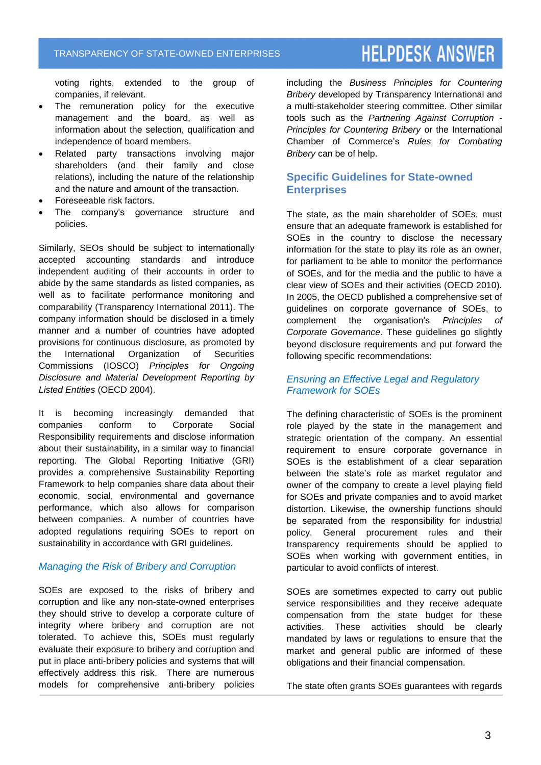voting rights, extended to the group of companies, if relevant.

- The remuneration policy for the executive management and the board, as well as information about the selection, qualification and independence of board members.
- Related party transactions involving major shareholders (and their family and close relations), including the nature of the relationship and the nature and amount of the transaction.
- Foreseeable risk factors.
- The company's governance structure and policies.

Similarly, SEOs should be subject to internationally accepted accounting standards and introduce independent auditing of their accounts in order to abide by the same standards as listed companies, as well as to facilitate performance monitoring and comparability (Transparency International 2011). The company information should be disclosed in a timely manner and a number of countries have adopted provisions for continuous disclosure, as promoted by the International Organization of Securities Commissions (IOSCO) *Principles for Ongoing Disclosure and Material Development Reporting by Listed Entities* (OECD 2004).

It is becoming increasingly demanded that companies conform to Corporate Social Responsibility requirements and disclose information about their sustainability, in a similar way to financial reporting. The Global Reporting Initiative (GRI) provides a comprehensive Sustainability Reporting Framework to help companies share data about their economic, social, environmental and governance performance, which also allows for comparison between companies. A number of countries have adopted regulations requiring SOEs to report on sustainability in accordance with GRI guidelines.

### *Managing the Risk of Bribery and Corruption*

SOEs are exposed to the risks of bribery and corruption and like any non-state-owned enterprises they should strive to develop a corporate culture of integrity where bribery and corruption are not tolerated. To achieve this, SOEs must regularly evaluate their exposure to bribery and corruption and put in place anti-bribery policies and systems that will effectively address this risk. There are numerous models for comprehensive anti-bribery policies including the *Business Principles for Countering Bribery* developed by Transparency International and a multi-stakeholder steering committee. Other similar tools such as the *Partnering Against Corruption - Principles for Countering Bribery* or the International Chamber of Commerce's *Rules for Combating Bribery* can be of help.

## Specific Guidelines for State-owned Enterprises

The state, as the main shareholder of SOEs, must ensure that an adequate framework is established for SOEs in the country to disclose the necessary information for the state to play its role as an owner, for parliament to be able to monitor the performance of SOEs, and for the media and the public to have a clear view of SOEs and their activities (OECD 2010). In 2005, the OECD published a comprehensive set of guidelines on corporate governance of SOEs, to complement the organisation's *Principles of Corporate Governance*. These guidelines go slightly beyond disclosure requirements and put forward the following specific recommendations:

### *Ensuring an Effective Legal and Regulatory Framework for SOEs*

The defining characteristic of SOEs is the prominent role played by the state in the management and strategic orientation of the company. An essential requirement to ensure corporate governance in SOEs is the establishment of a clear separation between the state's role as market regulator and owner of the company to create a level playing field for SOEs and private companies and to avoid market distortion. Likewise, the ownership functions should be separated from the responsibility for industrial policy. General procurement rules and their transparency requirements should be applied to SOEs when working with government entities, in particular to avoid conflicts of interest.

SOEs are sometimes expected to carry out public service responsibilities and they receive adequate compensation from the state budget for these activities. These activities should be clearly mandated by laws or regulations to ensure that the market and general public are informed of these obligations and their financial compensation.

The state often grants SOEs guarantees with regards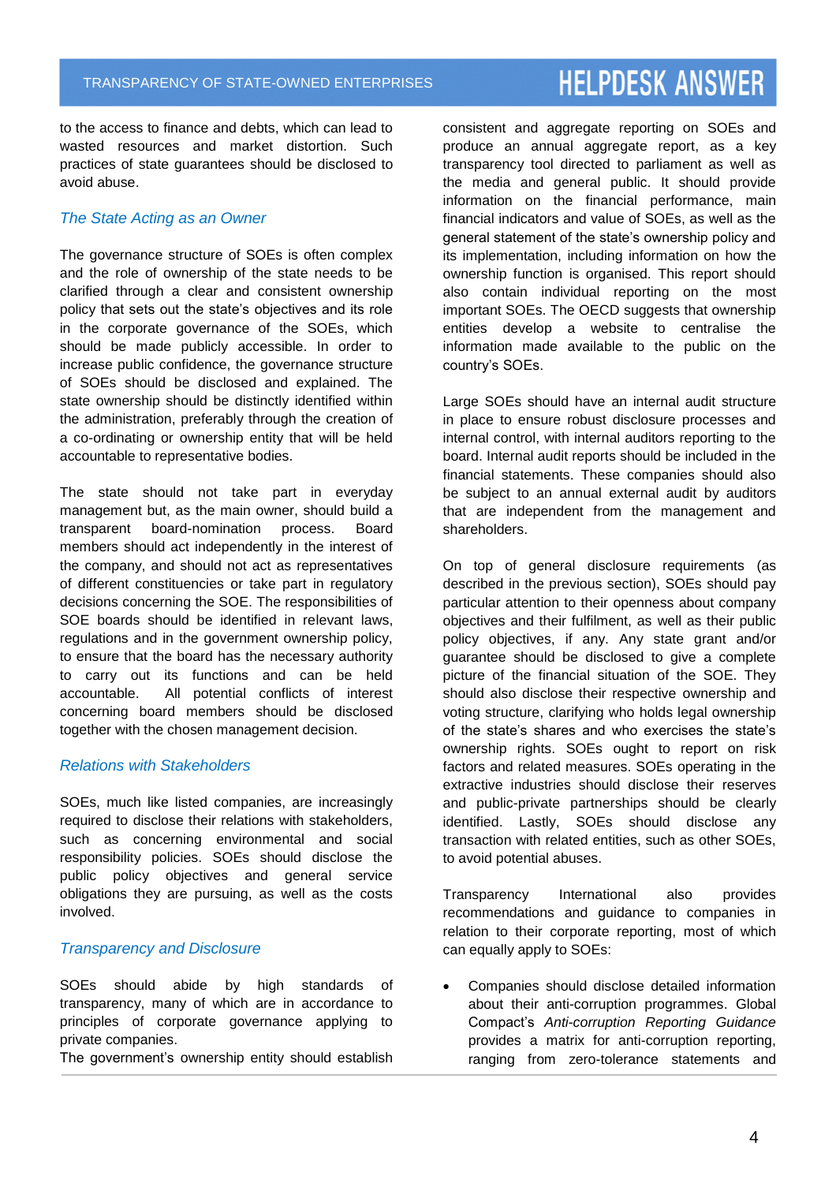to the access to finance and debts, which can lead to wasted resources and market distortion. Such practices of state guarantees should be disclosed to avoid abuse.

### *The State Acting as an Owner*

The governance structure of SOEs is often complex and the role of ownership of the state needs to be clarified through a clear and consistent ownership policy that sets out the state's objectives and its role in the corporate governance of the SOEs, which should be made publicly accessible. In order to increase public confidence, the governance structure of SOEs should be disclosed and explained. The state ownership should be distinctly identified within the administration, preferably through the creation of a co-ordinating or ownership entity that will be held accountable to representative bodies.

The state should not take part in everyday management but, as the main owner, should build a transparent board-nomination process. Board members should act independently in the interest of the company, and should not act as representatives of different constituencies or take part in regulatory decisions concerning the SOE. The responsibilities of SOE boards should be identified in relevant laws, regulations and in the government ownership policy, to ensure that the board has the necessary authority to carry out its functions and can be held accountable. All potential conflicts of interest concerning board members should be disclosed together with the chosen management decision.

### *Relations with Stakeholders*

SOEs, much like listed companies, are increasingly required to disclose their relations with stakeholders, such as concerning environmental and social responsibility policies. SOEs should disclose the public policy objectives and general service obligations they are pursuing, as well as the costs involved.

### *Transparency and Disclosure*

SOEs should abide by high standards of transparency, many of which are in accordance to principles of corporate governance applying to private companies.
The government's ownership entity should establish consistent and aggregate reporting on SOEs and produce an annual aggregate report, as a key transparency tool directed to parliament as well as the media and general public. It should provide information on the financial performance, main financial indicators and value of SOEs, as well as the general statement of the state's ownership policy and its implementation, including information on how the ownership function is organised. This report should also contain individual reporting on the most important SOEs. The OECD suggests that ownership entities develop a website to centralise the information made available to the public on the country's SOEs.

Large SOEs should have an internal audit structure in place to ensure robust disclosure processes and internal control, with internal auditors reporting to the board. Internal audit reports should be included in the financial statements. These companies should also be subject to an annual external audit by auditors that are independent from the management and shareholders.

On top of general disclosure requirements (as described in the previous section), SOEs should pay particular attention to their openness about company objectives and their fulfilment, as well as their public policy objectives, if any. Any state grant and/or guarantee should be disclosed to give a complete picture of the financial situation of the SOE. They should also disclose their respective ownership and voting structure, clarifying who holds legal ownership of the state's shares and who exercises the state's ownership rights. SOEs ought to report on risk factors and related measures. SOEs operating in the extractive industries should disclose their reserves and public-private partnerships should be clearly identified. Lastly, SOEs should disclose any transaction with related entities, such as other SOEs, to avoid potential abuses.

Transparency International also provides recommendations and guidance to companies in relation to their corporate reporting, most of which can equally apply to SOEs:

- Companies should disclose detailed information about their anti-corruption programmes. Global Compact's *Anti-corruption Reporting Guidance* provides a matrix for anti-corruption reporting, ranging from zero-tolerance statements and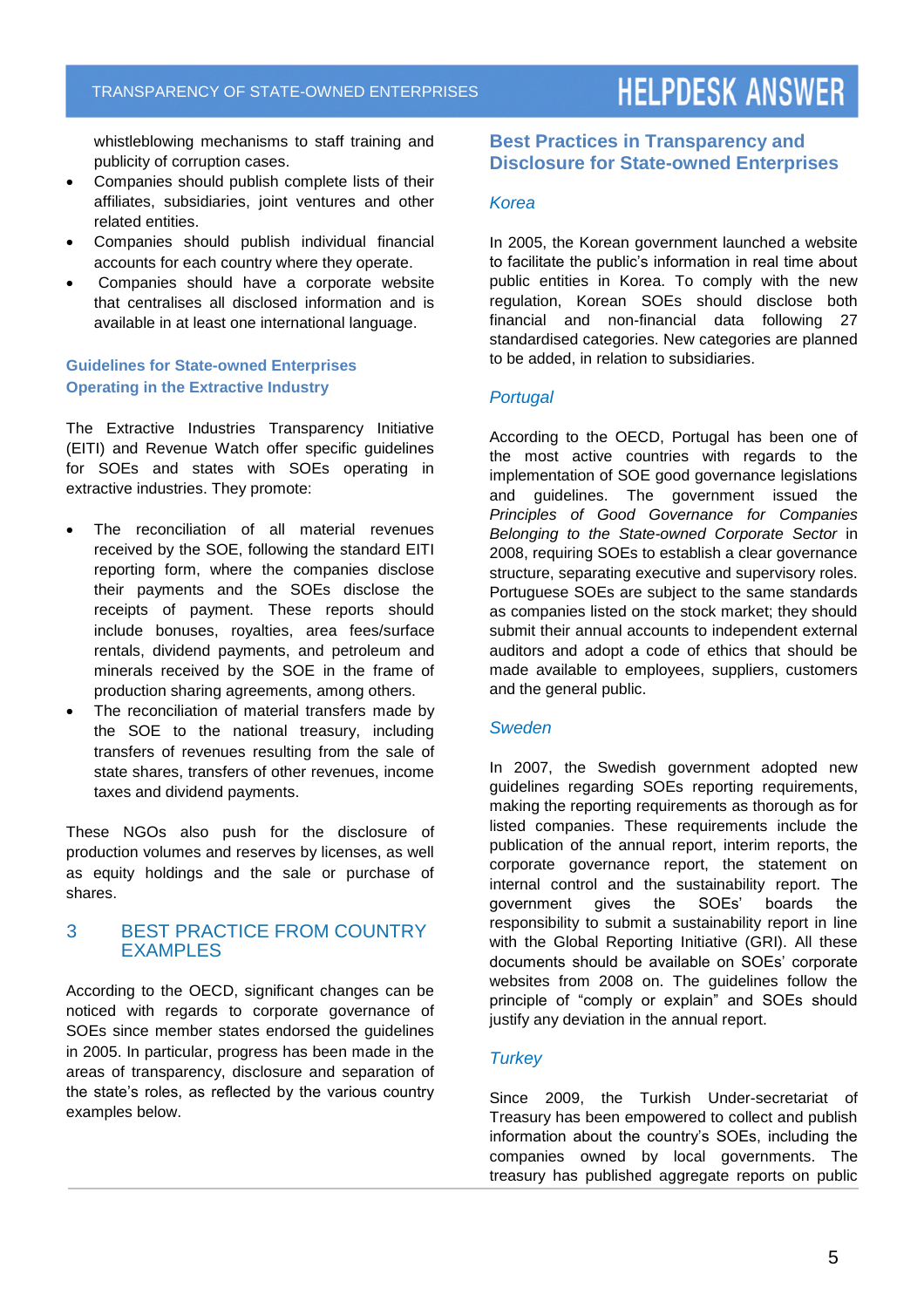whistleblowing mechanisms to staff training and publicity of corruption cases.

- Companies should publish complete lists of their affiliates, subsidiaries, joint ventures and other related entities.
- Companies should publish individual financial accounts for each country where they operate.
- Companies should have a corporate website that centralises all disclosed information and is available in at least one international language.

### Guidelines for State-owned Enterprises Operating in the Extractive Industry

The Extractive Industries Transparency Initiative (EITI) and Revenue Watch offer specific guidelines for SOEs and states with SOEs operating in extractive industries. They promote:

- The reconciliation of all material revenues received by the SOE, following the standard EITI reporting form, where the companies disclose their payments and the SOEs disclose the receipts of payment. These reports should include bonuses, royalties, area fees/surface rentals, dividend payments, and petroleum and minerals received by the SOE in the frame of production sharing agreements, among others.
- The reconciliation of material transfers made by the SOE to the national treasury, including transfers of revenues resulting from the sale of state shares, transfers of other revenues, income taxes and dividend payments.

These NGOs also push for the disclosure of production volumes and reserves by licenses, as well as equity holdings and the sale or purchase of shares.

## 3 BEST PRACTICE FROM COUNTRY EXAMPLES

According to the OECD, significant changes can be noticed with regards to corporate governance of SOEs since member states endorsed the guidelines in 2005. In particular, progress has been made in the areas of transparency, disclosure and separation of the state's roles, as reflected by the various country examples below.

### Best Practices in Transparency and Disclosure for State-owned Enterprises

#### *Korea*

In 2005, the Korean government launched a website to facilitate the public's information in real time about public entities in Korea. To comply with the new regulation, Korean SOEs should disclose both financial and non-financial data following 27 standardised categories. New categories are planned to be added, in relation to subsidiaries.

#### *Portugal*

According to the OECD, Portugal has been one of the most active countries with regards to the implementation of SOE good governance legislations and guidelines. The government issued the *Principles of Good Governance for Companies Belonging to the State-owned Corporate Sector* in 2008, requiring SOEs to establish a clear governance structure, separating executive and supervisory roles. Portuguese SOEs are subject to the same standards as companies listed on the stock market; they should submit their annual accounts to independent external auditors and adopt a code of ethics that should be made available to employees, suppliers, customers and the general public.

#### *Sweden*

In 2007, the Swedish government adopted new guidelines regarding SOEs reporting requirements, making the reporting requirements as thorough as for listed companies. These requirements include the publication of the annual report, interim reports, the corporate governance report, the statement on internal control and the sustainability report. The government gives the SOEs' boards the responsibility to submit a sustainability report in line with the Global Reporting Initiative (GRI). All these documents should be available on SOEs' corporate websites from 2008 on. The guidelines follow the principle of "comply or explain" and SOEs should justify any deviation in the annual report.

#### *Turkey*

Since 2009, the Turkish Under-secretariat of Treasury has been empowered to collect and publish information about the country's SOEs, including the companies owned by local governments. The treasury has published aggregate reports on public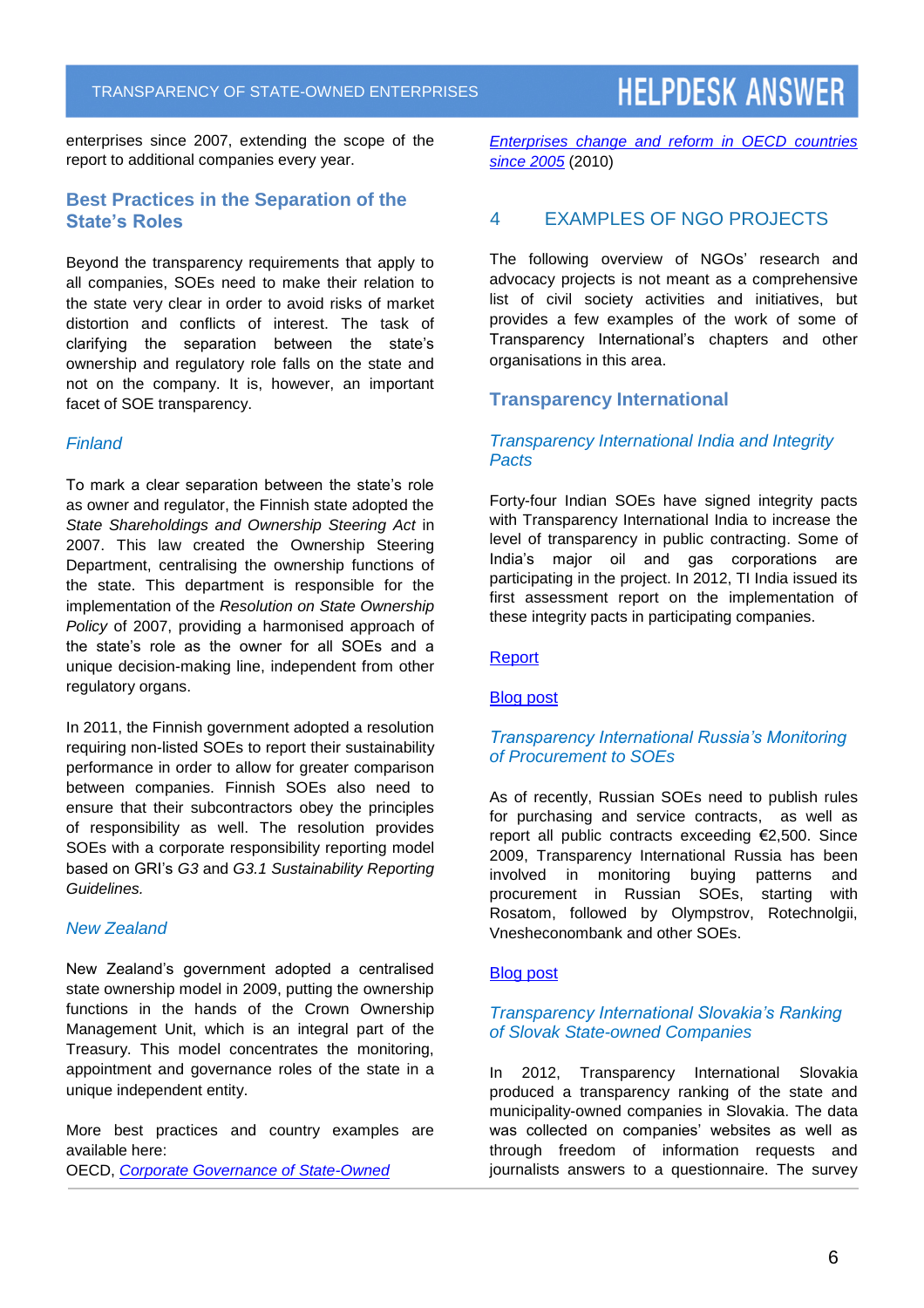enterprises since 2007, extending the scope of the report to additional companies every year.

### Best Practices in the Separation of the State's Roles

Beyond the transparency requirements that apply to all companies, SOEs need to make their relation to the state very clear in order to avoid risks of market distortion and conflicts of interest. The task of clarifying the separation between the state's ownership and regulatory role falls on the state and not on the company. It is, however, an important facet of SOE transparency.

#### *Finland*

To mark a clear separation between the state's role as owner and regulator, the Finnish state adopted the *State Shareholdings and Ownership Steering Act* in 2007. This law created the Ownership Steering Department, centralising the ownership functions of the state. This department is responsible for the implementation of the *Resolution on State Ownership Policy* of 2007, providing a harmonised approach of the state's role as the owner for all SOEs and a unique decision-making line, independent from other regulatory organs.

In 2011, the Finnish government adopted a resolution requiring non-listed SOEs to report their sustainability performance in order to allow for greater comparison between companies. Finnish SOEs also need to ensure that their subcontractors obey the principles of responsibility as well. The resolution provides SOEs with a corporate responsibility reporting model based on GRI's *G3* and *G3.1 Sustainability Reporting Guidelines.*

#### *New Zealand*

New Zealand's government adopted a centralised state ownership model in 2009, putting the ownership functions in the hands of the Crown Ownership Management Unit, which is an integral part of the Treasury. This model concentrates the monitoring, appointment and governance roles of the state in a unique independent entity.

More best practices and country examples are available here:
OECD, *Corporate Governance of State-Owned Enterprises change and reform in OECD countries since 2005* (2010)

## 4 EXAMPLES OF NGO PROJECTS

The following overview of NGOs' research and advocacy projects is not meant as a comprehensive list of civil society activities and initiatives, but provides a few examples of the work of some of Transparency International's chapters and other organisations in this area.

### Transparency International

#### *Transparency International India and Integrity Pacts*

Forty-four Indian SOEs have signed integrity pacts with Transparency International India to increase the level of transparency in public contracting. Some of India's major oil and gas corporations are participating in the project. In 2012, TI India issued its first assessment report on the implementation of these integrity pacts in participating companies.

Report

Blog post

#### *Transparency International Russia's Monitoring of Procurement to SOEs*

As of recently, Russian SOEs need to publish rules for purchasing and service contracts, as well as report all public contracts exceeding €2,500. Since 2009, Transparency International Russia has been involved in monitoring buying patterns and procurement in Russian SOEs, starting with Rosatom, followed by Olympstrov, Rotechnolgii, Vnesheconombank and other SOEs.

Blog post

#### *Transparency International Slovakia's Ranking of Slovak State-owned Companies*

In 2012, Transparency International Slovakia produced a transparency ranking of the state and municipality-owned companies in Slovakia. The data was collected on companies' websites as well as through freedom of information requests and journalists answers to a questionnaire. The survey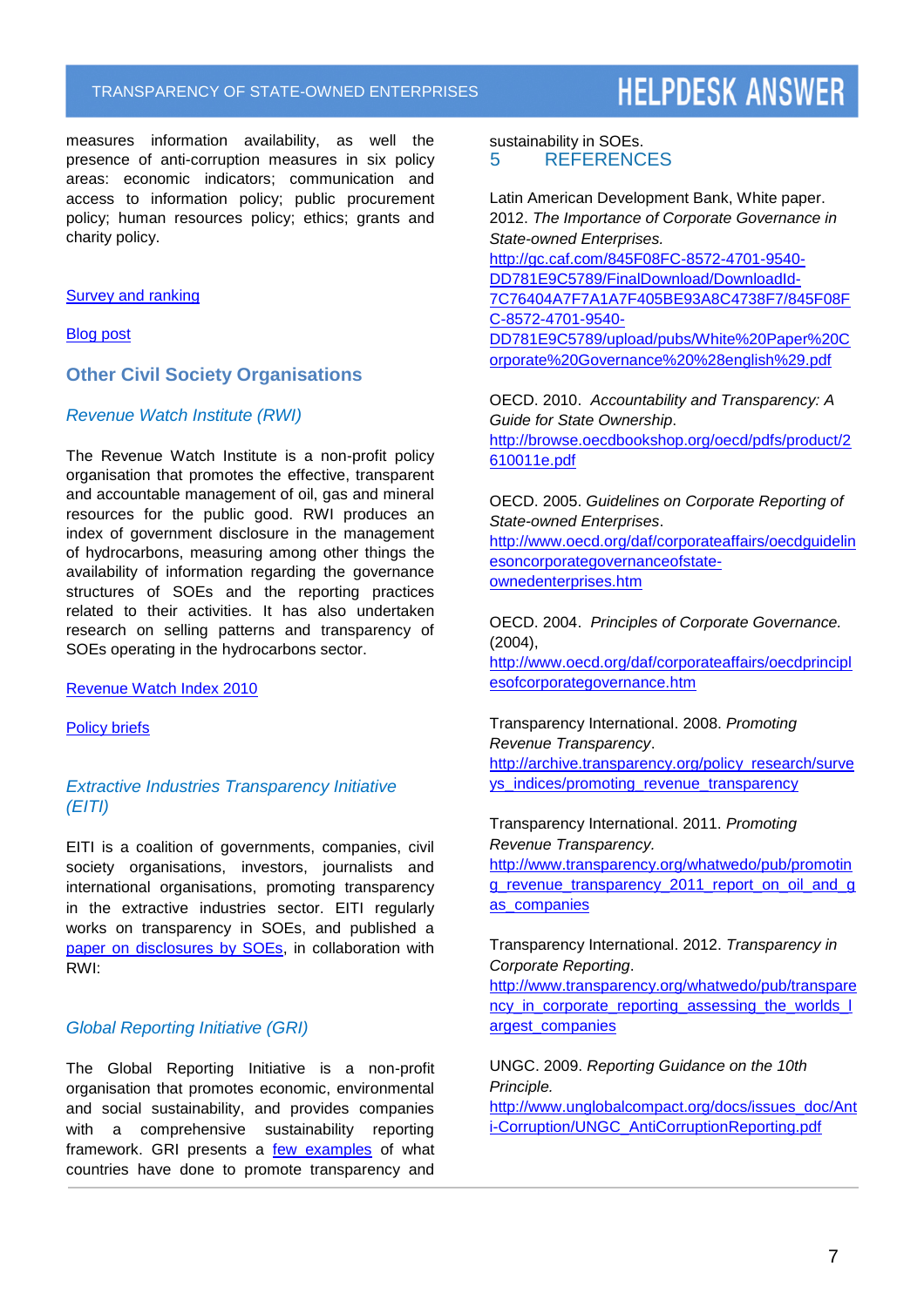measures information availability, as well the presence of anti-corruption measures in six policy areas: economic indicators; communication and access to information policy; public procurement policy; human resources policy; ethics; grants and charity policy.

Survey and ranking

Blog post

### Other Civil Society Organisations

#### *Revenue Watch Institute (RWI)*

The Revenue Watch Institute is a non-profit policy organisation that promotes the effective, transparent and accountable management of oil, gas and mineral resources for the public good. RWI produces an index of government disclosure in the management of hydrocarbons, measuring among other things the availability of information regarding the governance structures of SOEs and the reporting practices related to their activities. It has also undertaken research on selling patterns and transparency of SOEs operating in the hydrocarbons sector.

Revenue Watch Index 2010

Policy briefs

#### *Extractive Industries Transparency Initiative (EITI)*

EITI is a coalition of governments, companies, civil society organisations, investors, journalists and international organisations, promoting transparency in the extractive industries sector. EITI regularly works on transparency in SOEs, and published a paper on disclosures by SOEs, in collaboration with RWI:

#### *Global Reporting Initiative (GRI)*

The Global Reporting Initiative is a non-profit organisation that promotes economic, environmental and social sustainability, and provides companies with a comprehensive sustainability reporting framework. GRI presents a few examples of what countries have done to promote transparency and sustainability in SOEs.

## 5 REFERENCES

Latin American Development Bank, White paper. 2012. *The Importance of Corporate Governance in State-owned Enterprises.* http://gc.caf.com/845F08FC-8572-4701-9540-DD781E9C5789/FinalDownload/DownloadId-7C76404A7F7A1A7F405BE93A8C4738F7/845F08FC-8572-4701-9540-DD781E9C5789/upload/pubs/White%20Paper%20Corporate%20Governance%20%28english%29.pdf

OECD. 2010. *Accountability and Transparency: A Guide for State Ownership*. http://browse.oecdbookshop.org/oecd/pdfs/product/2610011e.pdf

OECD. 2005. *Guidelines on Corporate Reporting of State-owned Enterprises*. http://www.oecd.org/daf/corporateaffairs/oecdguidelinesoncorporategovernanceofstate-ownedenterprises.htm

OECD. 2004. *Principles of Corporate Governance.* (2004), http://www.oecd.org/daf/corporateaffairs/oecdprinciplesofcorporategovernance.htm

Transparency International. 2008. *Promoting Revenue Transparency*. http://archive.transparency.org/policy_research/surveys_indices/promoting_revenue_transparency

Transparency International. 2011. *Promoting Revenue Transparency.* http://www.transparency.org/whatwedo/pub/promoting_revenue_transparency_2011_report_on_oil_and_gas_companies

Transparency International. 2012. *Transparency in Corporate Reporting*. http://www.transparency.org/whatwedo/pub/transparency_in_corporate_reporting_assessing_the_worlds_largest_companies

UNGC. 2009. *Reporting Guidance on the 10th Principle.* http://www.unglobalcompact.org/docs/issues_doc/Anti-Corruption/UNGC_AntiCorruptionReporting.pdf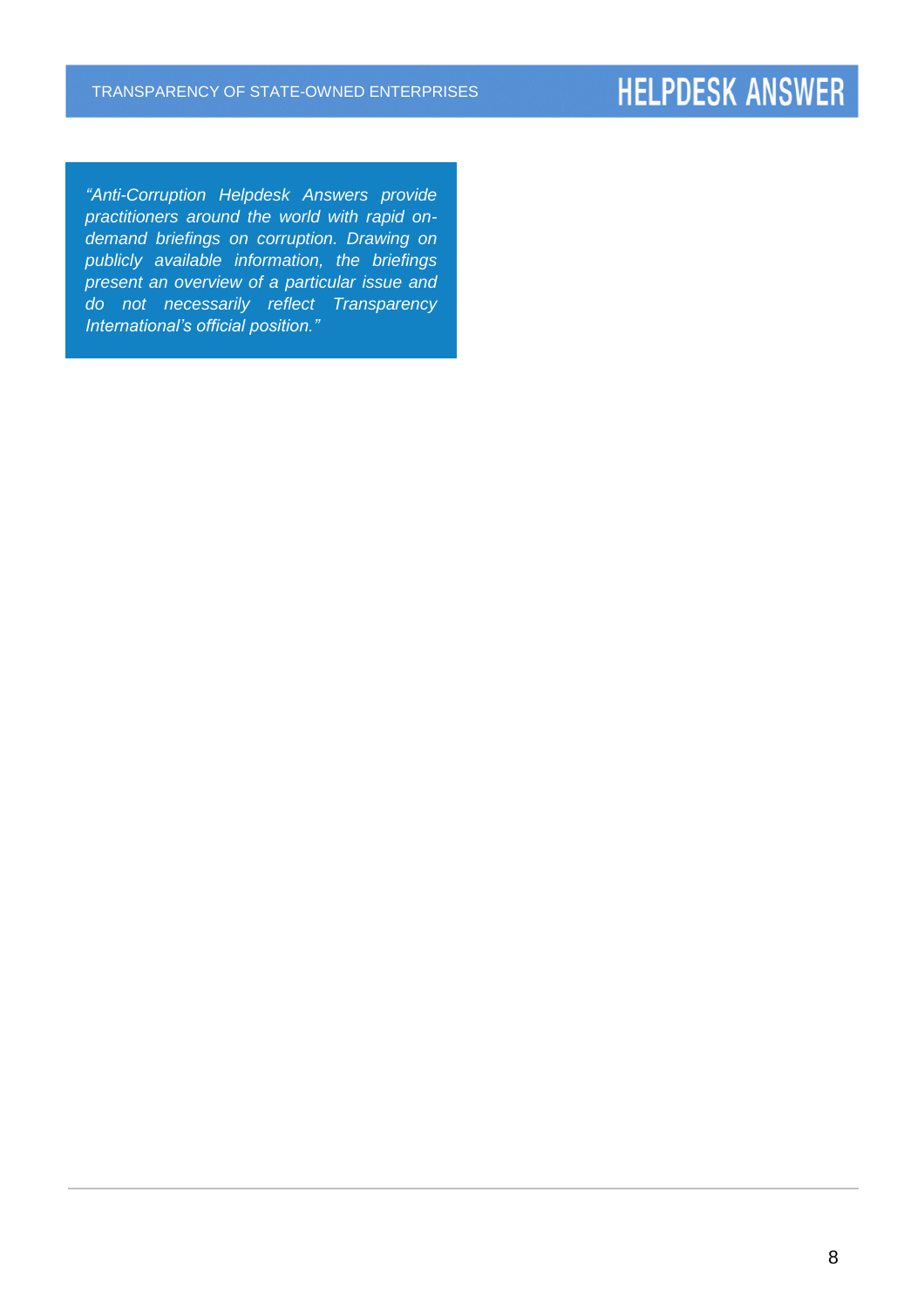*"Anti-Corruption Helpdesk Answers provide practitioners around the world with rapid on-demand briefings on corruption. Drawing on publicly available information, the briefings present an overview of a particular issue and do not necessarily reflect Transparency International's official position."*